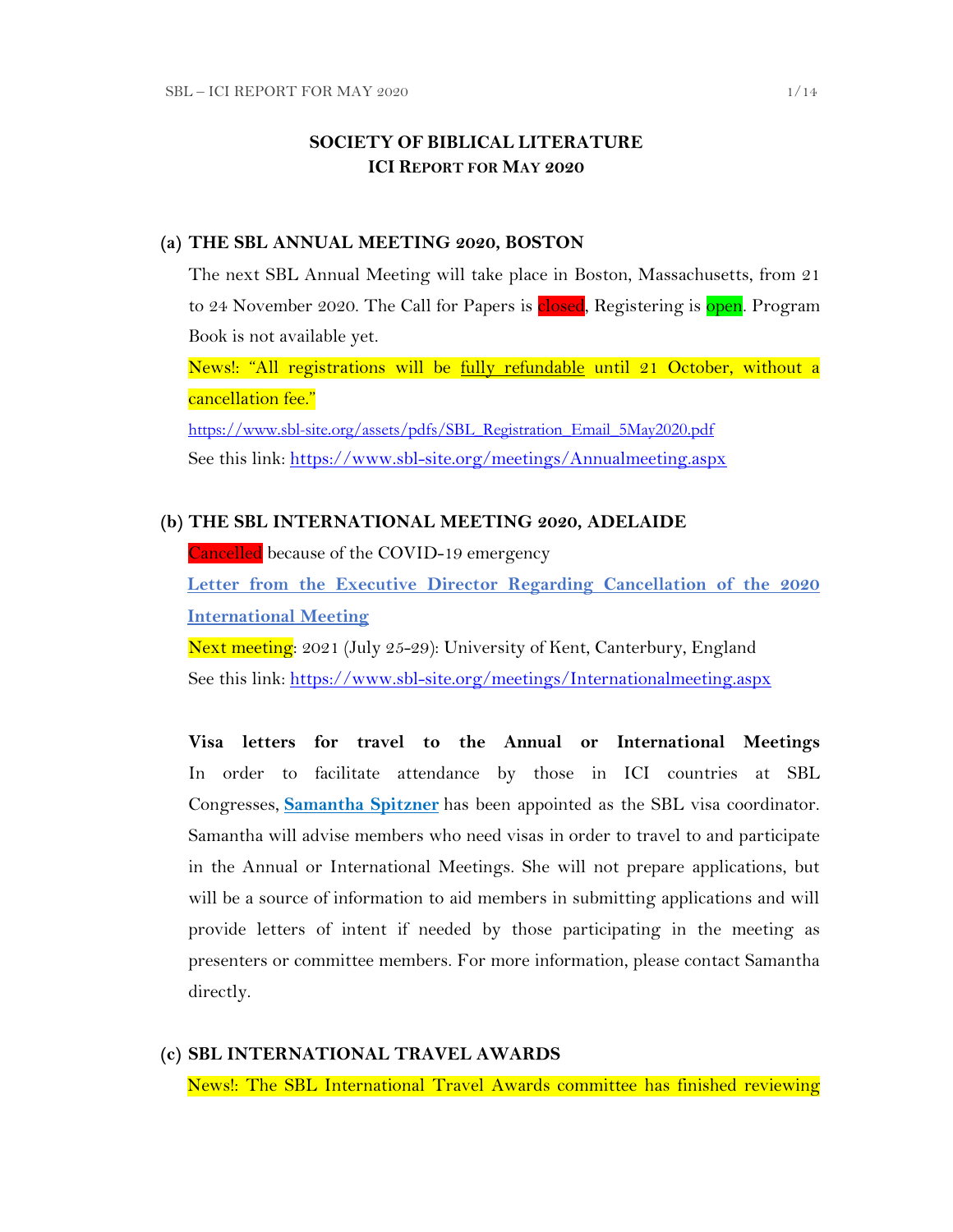# SOCIETY OF BIBLICAL LITERATURE
## ICI Report for May 2020

### (a) THE SBL ANNUAL MEETING 2020, BOSTON

The next SBL Annual Meeting will take place in Boston, Massachusetts, from 21 to 24 November 2020. The Call for Papers is closed, Registering is open. Program Book is not available yet.

News!: "All registrations will be fully refundable until 21 October, without a cancellation fee."

https://www.sbl-site.org/assets/pdfs/SBL_Registration_Email_5May2020.pdf

See this link: https://www.sbl-site.org/meetings/Annualmeeting.aspx

### (b) THE SBL INTERNATIONAL MEETING 2020, ADELAIDE

Cancelled because of the COVID-19 emergency

**Letter from the Executive Director Regarding Cancellation of the 2020 International Meeting**

Next meeting: 2021 (July 25-29): University of Kent, Canterbury, England

See this link: https://www.sbl-site.org/meetings/Internationalmeeting.aspx

**Visa letters for travel to the Annual or International Meetings**

In order to facilitate attendance by those in ICI countries at SBL Congresses, **Samantha Spitzner** has been appointed as the SBL visa coordinator. Samantha will advise members who need visas in order to travel to and participate in the Annual or International Meetings. She will not prepare applications, but will be a source of information to aid members in submitting applications and will provide letters of intent if needed by those participating in the meeting as presenters or committee members. For more information, please contact Samantha directly.

### (c) SBL INTERNATIONAL TRAVEL AWARDS

News!: The SBL International Travel Awards committee has finished reviewing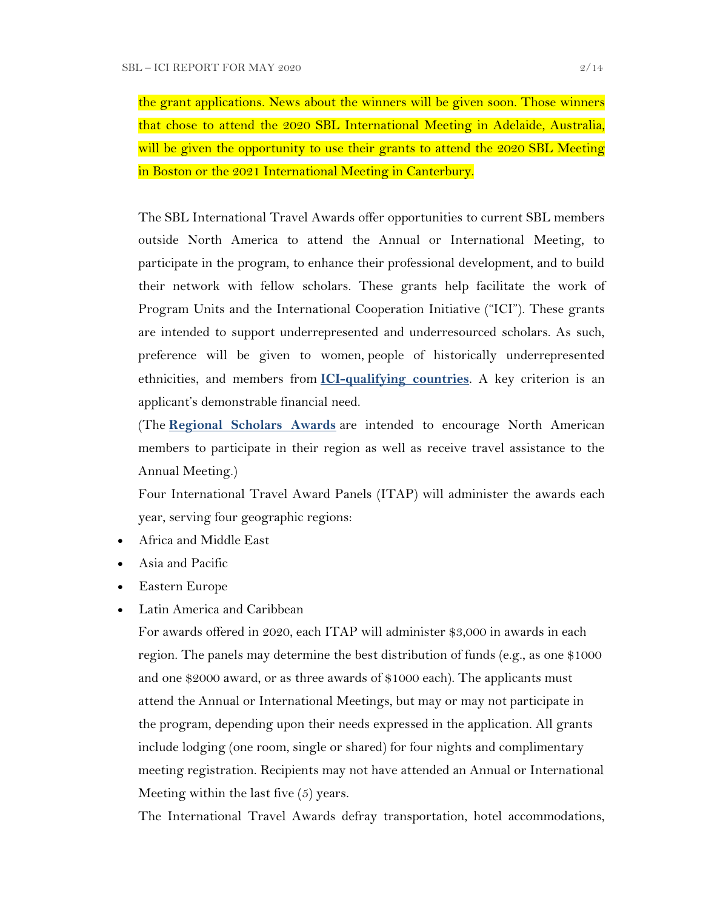the grant applications. News about the winners will be given soon. Those winners that chose to attend the 2020 SBL International Meeting in Adelaide, Australia, will be given the opportunity to use their grants to attend the 2020 SBL Meeting in Boston or the 2021 International Meeting in Canterbury.

The SBL International Travel Awards offer opportunities to current SBL members outside North America to attend the Annual or International Meeting, to participate in the program, to enhance their professional development, and to build their network with fellow scholars. These grants help facilitate the work of Program Units and the International Cooperation Initiative ("ICI"). These grants are intended to support underrepresented and underresourced scholars. As such, preference will be given to women, people of historically underrepresented ethnicities, and members from **ICI-qualifying countries**. A key criterion is an applicant's demonstrable financial need.

(The **Regional Scholars Awards** are intended to encourage North American members to participate in their region as well as receive travel assistance to the Annual Meeting.)

Four International Travel Award Panels (ITAP) will administer the awards each year, serving four geographic regions:

- Africa and Middle East
- Asia and Pacific
- Eastern Europe
- Latin America and Caribbean

For awards offered in 2020, each ITAP will administer $3,000 in awards in each region. The panels may determine the best distribution of funds (e.g., as one $1000 and one $2000 award, or as three awards of $1000 each). The applicants must attend the Annual or International Meetings, but may or may not participate in the program, depending upon their needs expressed in the application. All grants include lodging (one room, single or shared) for four nights and complimentary meeting registration. Recipients may not have attended an Annual or International Meeting within the last five (5) years.

The International Travel Awards defray transportation, hotel accommodations,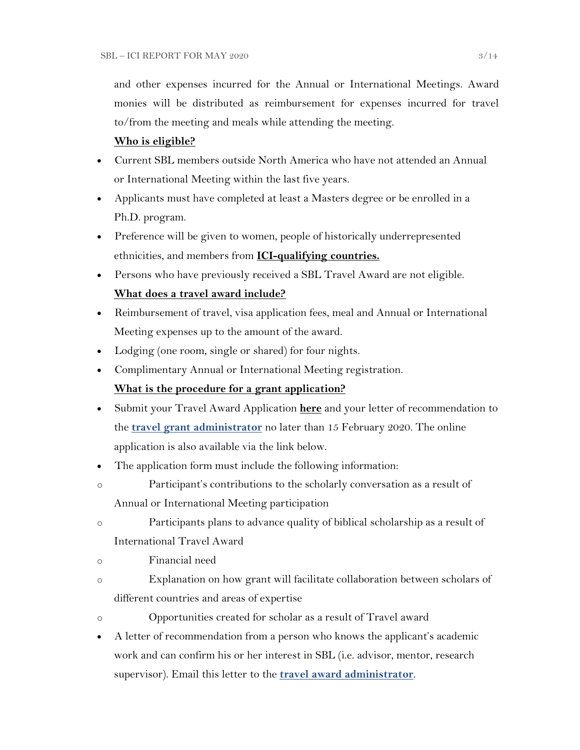and other expenses incurred for the Annual or International Meetings. Award monies will be distributed as reimbursement for expenses incurred for travel to/from the meeting and meals while attending the meeting.

**Who is eligible?**

- Current SBL members outside North America who have not attended an Annual or International Meeting within the last five years.
- Applicants must have completed at least a Masters degree or be enrolled in a Ph.D. program.
- Preference will be given to women, people of historically underrepresented ethnicities, and members from **ICI-qualifying countries.**
- Persons who have previously received a SBL Travel Award are not eligible.

**What does a travel award include?**

- Reimbursement of travel, visa application fees, meal and Annual or International Meeting expenses up to the amount of the award.
- Lodging (one room, single or shared) for four nights.
- Complimentary Annual or International Meeting registration.

**What is the procedure for a grant application?**

- Submit your Travel Award Application **here** and your letter of recommendation to the **travel grant administrator** no later than 15 February 2020. The online application is also available via the link below.
- The application form must include the following information:
  - Participant's contributions to the scholarly conversation as a result of Annual or International Meeting participation
  - Participants plans to advance quality of biblical scholarship as a result of International Travel Award
  - Financial need
  - Explanation on how grant will facilitate collaboration between scholars of different countries and areas of expertise
  - Opportunities created for scholar as a result of Travel award
- A letter of recommendation from a person who knows the applicant's academic work and can confirm his or her interest in SBL (i.e. advisor, mentor, research supervisor). Email this letter to the **travel award administrator**.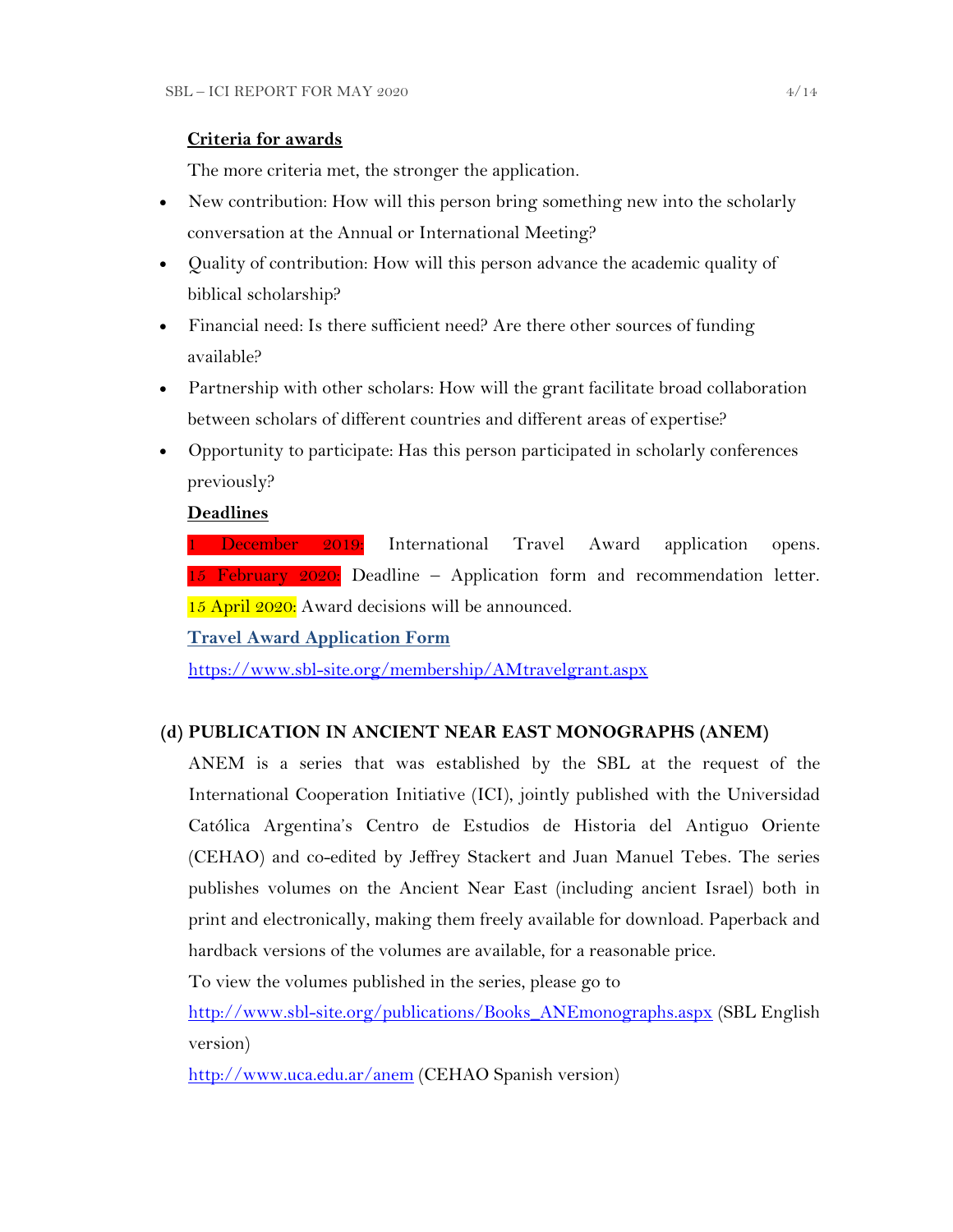**Criteria for awards**

The more criteria met, the stronger the application.

- New contribution: How will this person bring something new into the scholarly conversation at the Annual or International Meeting?
- Quality of contribution: How will this person advance the academic quality of biblical scholarship?
- Financial need: Is there sufficient need? Are there other sources of funding available?
- Partnership with other scholars: How will the grant facilitate broad collaboration between scholars of different countries and different areas of expertise?
- Opportunity to participate: Has this person participated in scholarly conferences previously?

**Deadlines**

1 December 2019: International Travel Award application opens.
15 February 2020: Deadline – Application form and recommendation letter.
15 April 2020: Award decisions will be announced.

**Travel Award Application Form**

https://www.sbl-site.org/membership/AMtravelgrant.aspx

**(d) PUBLICATION IN ANCIENT NEAR EAST MONOGRAPHS (ANEM)**

ANEM is a series that was established by the SBL at the request of the International Cooperation Initiative (ICI), jointly published with the Universidad Católica Argentina's Centro de Estudios de Historia del Antiguo Oriente (CEHAO) and co-edited by Jeffrey Stackert and Juan Manuel Tebes. The series publishes volumes on the Ancient Near East (including ancient Israel) both in print and electronically, making them freely available for download. Paperback and hardback versions of the volumes are available, for a reasonable price.

To view the volumes published in the series, please go to

http://www.sbl-site.org/publications/Books_ANEmonographs.aspx (SBL English version)

http://www.uca.edu.ar/anem (CEHAO Spanish version)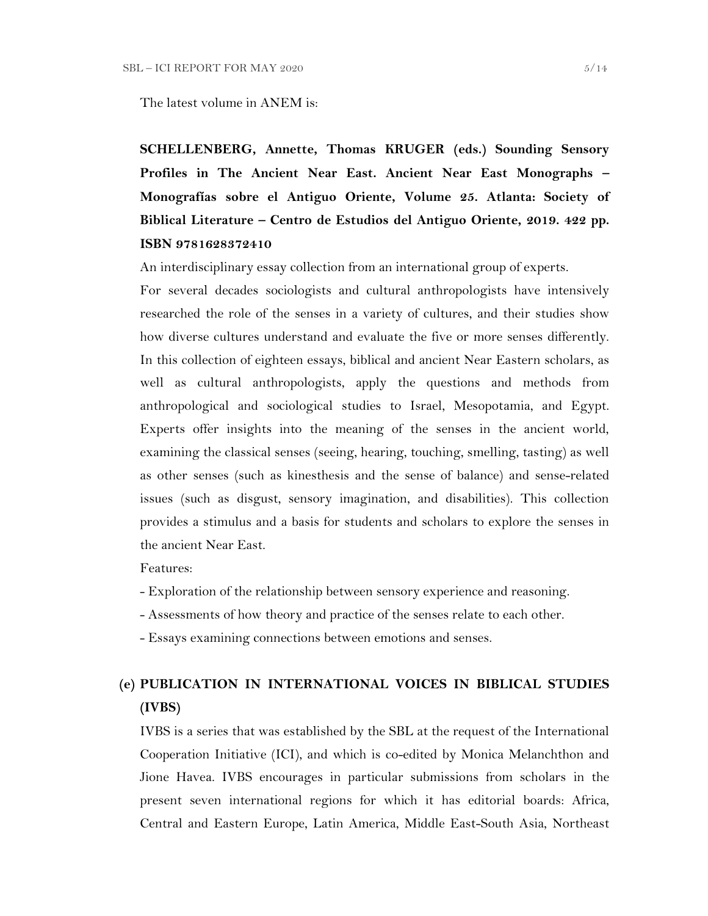The latest volume in ANEM is:

**SCHELLENBERG, Annette, Thomas KRUGER (eds.) Sounding Sensory Profiles in The Ancient Near East. Ancient Near East Monographs – Monografías sobre el Antiguo Oriente, Volume 25. Atlanta: Society of Biblical Literature – Centro de Estudios del Antiguo Oriente, 2019. 422 pp. ISBN 9781628372410**

An interdisciplinary essay collection from an international group of experts.

For several decades sociologists and cultural anthropologists have intensively researched the role of the senses in a variety of cultures, and their studies show how diverse cultures understand and evaluate the five or more senses differently. In this collection of eighteen essays, biblical and ancient Near Eastern scholars, as well as cultural anthropologists, apply the questions and methods from anthropological and sociological studies to Israel, Mesopotamia, and Egypt. Experts offer insights into the meaning of the senses in the ancient world, examining the classical senses (seeing, hearing, touching, smelling, tasting) as well as other senses (such as kinesthesis and the sense of balance) and sense-related issues (such as disgust, sensory imagination, and disabilities). This collection provides a stimulus and a basis for students and scholars to explore the senses in the ancient Near East.

Features:

- Exploration of the relationship between sensory experience and reasoning.
- Assessments of how theory and practice of the senses relate to each other.
- Essays examining connections between emotions and senses.

## (e) PUBLICATION IN INTERNATIONAL VOICES IN BIBLICAL STUDIES (IVBS)

IVBS is a series that was established by the SBL at the request of the International Cooperation Initiative (ICI), and which is co-edited by Monica Melanchthon and Jione Havea. IVBS encourages in particular submissions from scholars in the present seven international regions for which it has editorial boards: Africa, Central and Eastern Europe, Latin America, Middle East-South Asia, Northeast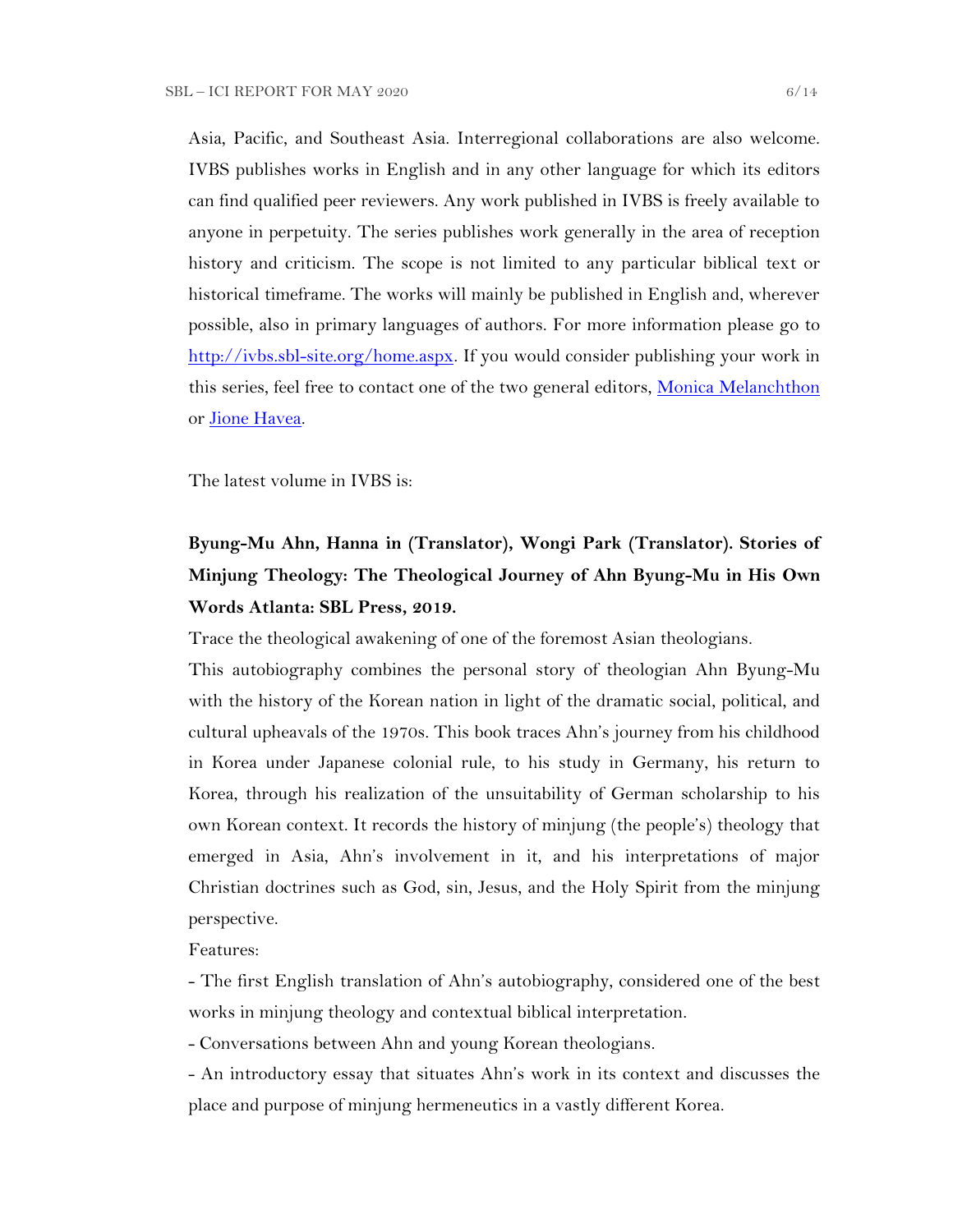Asia, Pacific, and Southeast Asia. Interregional collaborations are also welcome. IVBS publishes works in English and in any other language for which its editors can find qualified peer reviewers. Any work published in IVBS is freely available to anyone in perpetuity. The series publishes work generally in the area of reception history and criticism. The scope is not limited to any particular biblical text or historical timeframe. The works will mainly be published in English and, wherever possible, also in primary languages of authors. For more information please go to [http://ivbs.sbl-site.org/home.aspx](http://ivbs.sbl-site.org/home.aspx). If you would consider publishing your work in this series, feel free to contact one of the two general editors, Monica Melanchthon or Jione Havea.

The latest volume in IVBS is:

**Byung-Mu Ahn, Hanna in (Translator), Wongi Park (Translator). Stories of Minjung Theology: The Theological Journey of Ahn Byung-Mu in His Own Words Atlanta: SBL Press, 2019.**

Trace the theological awakening of one of the foremost Asian theologians.

This autobiography combines the personal story of theologian Ahn Byung-Mu with the history of the Korean nation in light of the dramatic social, political, and cultural upheavals of the 1970s. This book traces Ahn's journey from his childhood in Korea under Japanese colonial rule, to his study in Germany, his return to Korea, through his realization of the unsuitability of German scholarship to his own Korean context. It records the history of minjung (the people's) theology that emerged in Asia, Ahn's involvement in it, and his interpretations of major Christian doctrines such as God, sin, Jesus, and the Holy Spirit from the minjung perspective.

Features:

- The first English translation of Ahn's autobiography, considered one of the best works in minjung theology and contextual biblical interpretation.
- Conversations between Ahn and young Korean theologians.
- An introductory essay that situates Ahn's work in its context and discusses the place and purpose of minjung hermeneutics in a vastly different Korea.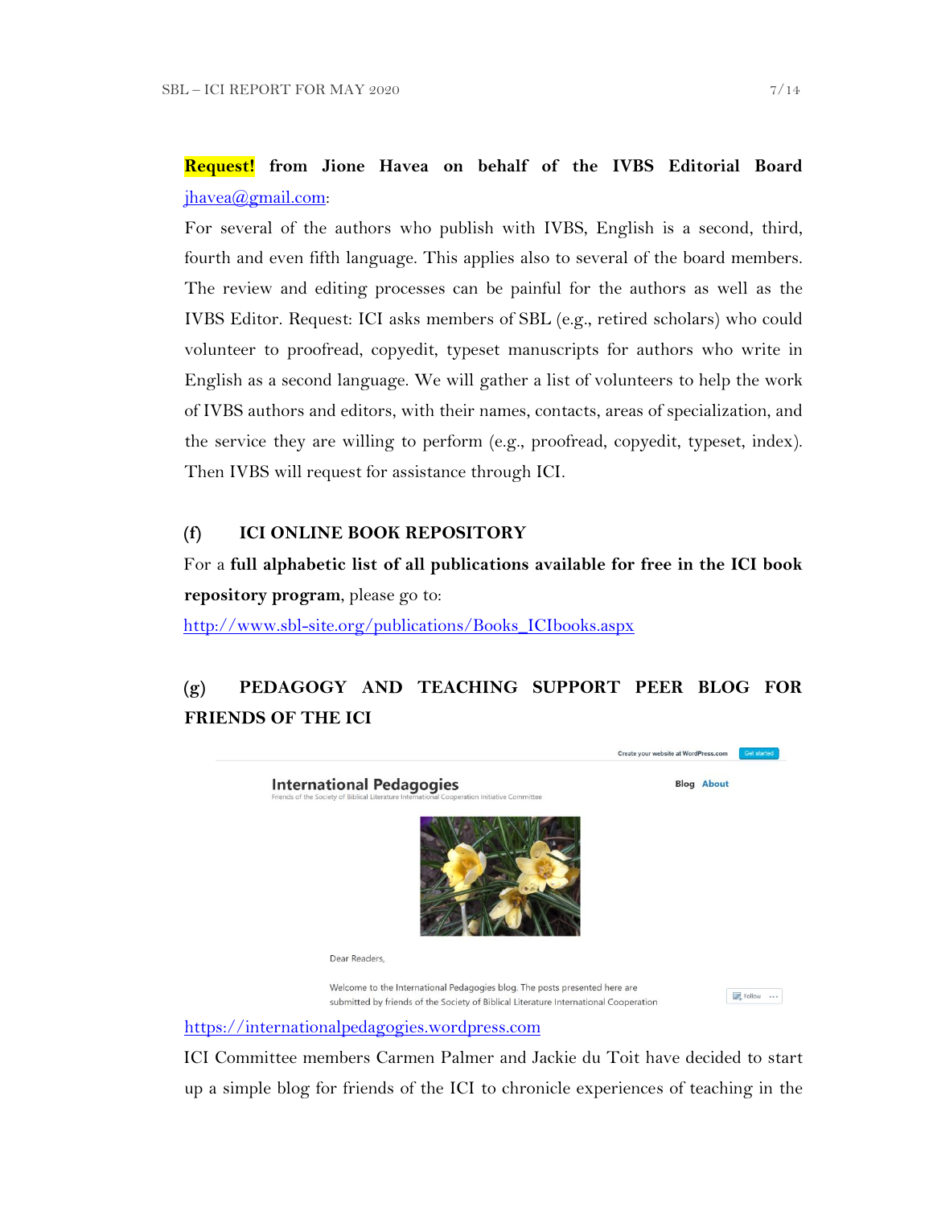**Request!** **from Jione Havea on behalf of the IVBS Editorial Board** jhavea@gmail.com:

For several of the authors who publish with IVBS, English is a second, third, fourth and even fifth language. This applies also to several of the board members. The review and editing processes can be painful for the authors as well as the IVBS Editor. Request: ICI asks members of SBL (e.g., retired scholars) who could volunteer to proofread, copyedit, typeset manuscripts for authors who write in English as a second language. We will gather a list of volunteers to help the work of IVBS authors and editors, with their names, contacts, areas of specialization, and the service they are willing to perform (e.g., proofread, copyedit, typeset, index). Then IVBS will request for assistance through ICI.

## (f) ICI ONLINE BOOK REPOSITORY

For a **full alphabetic list of all publications available for free in the ICI book repository program**, please go to:

http://www.sbl-site.org/publications/Books_ICIbooks.aspx

## (g) PEDAGOGY AND TEACHING SUPPORT PEER BLOG FOR FRIENDS OF THE ICI

https://internationalpedagogies.wordpress.com

ICI Committee members Carmen Palmer and Jackie du Toit have decided to start up a simple blog for friends of the ICI to chronicle experiences of teaching in the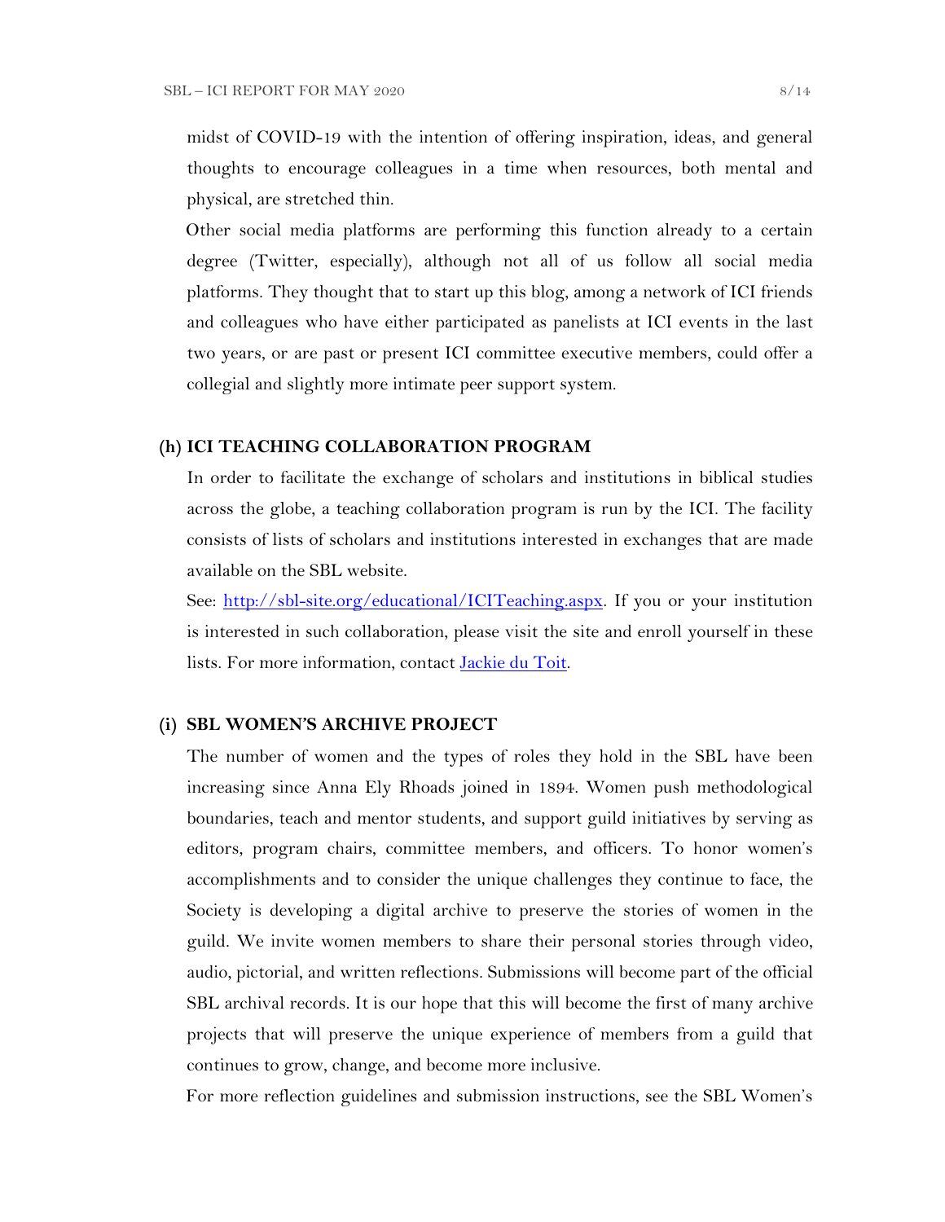midst of COVID-19 with the intention of offering inspiration, ideas, and general thoughts to encourage colleagues in a time when resources, both mental and physical, are stretched thin.

Other social media platforms are performing this function already to a certain degree (Twitter, especially), although not all of us follow all social media platforms. They thought that to start up this blog, among a network of ICI friends and colleagues who have either participated as panelists at ICI events in the last two years, or are past or present ICI committee executive members, could offer a collegial and slightly more intimate peer support system.

### (h) ICI TEACHING COLLABORATION PROGRAM

In order to facilitate the exchange of scholars and institutions in biblical studies across the globe, a teaching collaboration program is run by the ICI. The facility consists of lists of scholars and institutions interested in exchanges that are made available on the SBL website.

See: [http://sbl-site.org/educational/ICITeaching.aspx](http://sbl-site.org/educational/ICITeaching.aspx). If you or your institution is interested in such collaboration, please visit the site and enroll yourself in these lists. For more information, contact [Jackie du Toit](#).

### (i) SBL WOMEN'S ARCHIVE PROJECT

The number of women and the types of roles they hold in the SBL have been increasing since Anna Ely Rhoads joined in 1894. Women push methodological boundaries, teach and mentor students, and support guild initiatives by serving as editors, program chairs, committee members, and officers. To honor women's accomplishments and to consider the unique challenges they continue to face, the Society is developing a digital archive to preserve the stories of women in the guild. We invite women members to share their personal stories through video, audio, pictorial, and written reflections. Submissions will become part of the official SBL archival records. It is our hope that this will become the first of many archive projects that will preserve the unique experience of members from a guild that continues to grow, change, and become more inclusive.

For more reflection guidelines and submission instructions, see the SBL Women's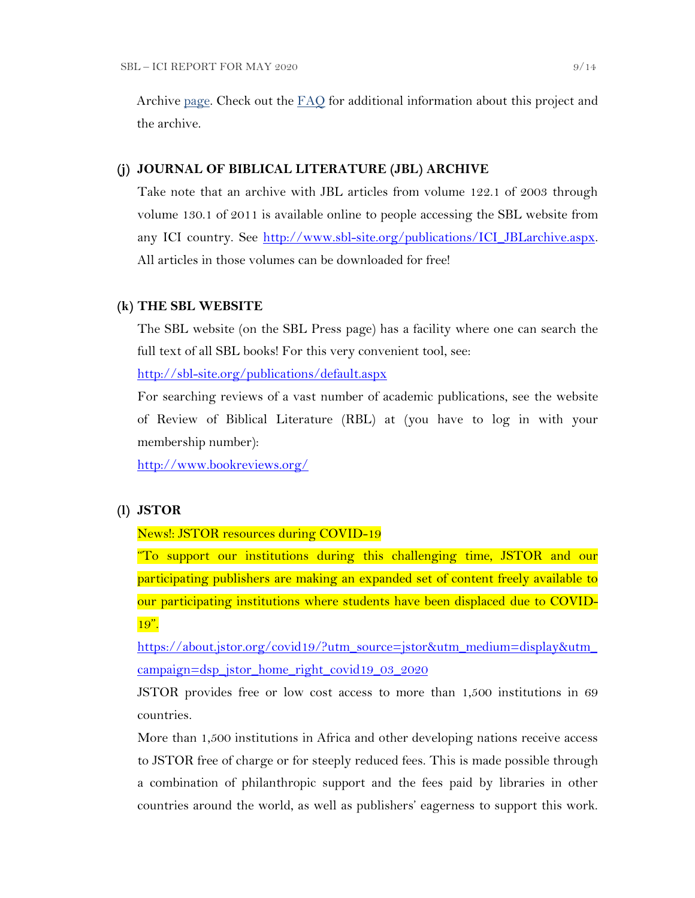Archive page. Check out the FAQ for additional information about this project and the archive.

### (j) JOURNAL OF BIBLICAL LITERATURE (JBL) ARCHIVE

Take note that an archive with JBL articles from volume 122.1 of 2003 through volume 130.1 of 2011 is available online to people accessing the SBL website from any ICI country. See http://www.sbl-site.org/publications/ICI_JBLarchive.aspx. All articles in those volumes can be downloaded for free!

### (k) THE SBL WEBSITE

The SBL website (on the SBL Press page) has a facility where one can search the full text of all SBL books! For this very convenient tool, see:

http://sbl-site.org/publications/default.aspx

For searching reviews of a vast number of academic publications, see the website of Review of Biblical Literature (RBL) at (you have to log in with your membership number):

http://www.bookreviews.org/

### (l) JSTOR

News!: JSTOR resources during COVID-19

"To support our institutions during this challenging time, JSTOR and our participating publishers are making an expanded set of content freely available to our participating institutions where students have been displaced due to COVID-19".

https://about.jstor.org/covid19/?utm_source=jstor&utm_medium=display&utm_campaign=dsp_jstor_home_right_covid19_03_2020

JSTOR provides free or low cost access to more than 1,500 institutions in 69 countries.

More than 1,500 institutions in Africa and other developing nations receive access to JSTOR free of charge or for steeply reduced fees. This is made possible through a combination of philanthropic support and the fees paid by libraries in other countries around the world, as well as publishers' eagerness to support this work.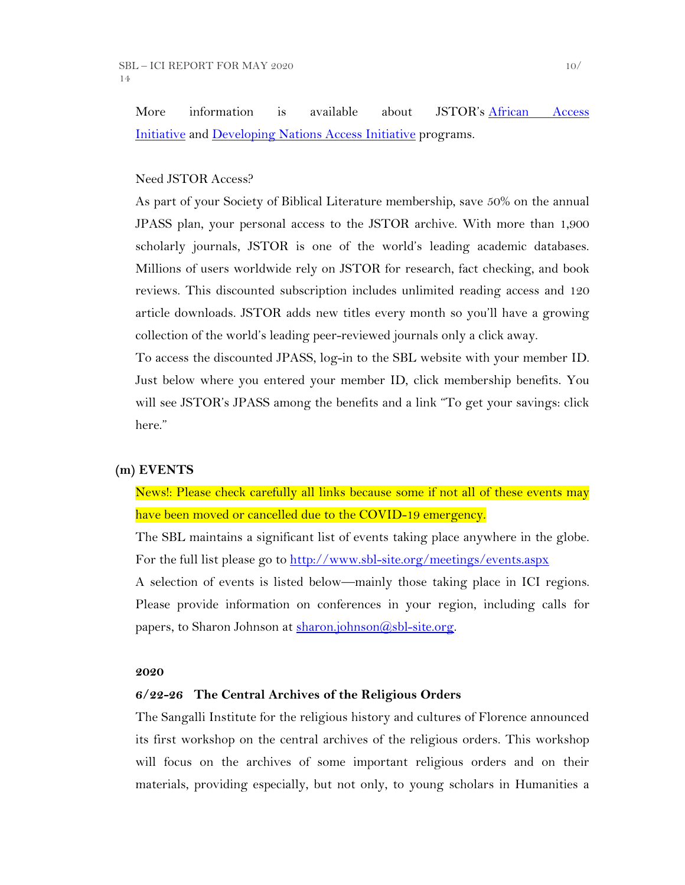More information is available about JSTOR's African Access Initiative and Developing Nations Access Initiative programs.

Need JSTOR Access?

As part of your Society of Biblical Literature membership, save 50% on the annual JPASS plan, your personal access to the JSTOR archive. With more than 1,900 scholarly journals, JSTOR is one of the world's leading academic databases. Millions of users worldwide rely on JSTOR for research, fact checking, and book reviews. This discounted subscription includes unlimited reading access and 120 article downloads. JSTOR adds new titles every month so you'll have a growing collection of the world's leading peer-reviewed journals only a click away.

To access the discounted JPASS, log-in to the SBL website with your member ID. Just below where you entered your member ID, click membership benefits. You will see JSTOR's JPASS among the benefits and a link "To get your savings: click here."

## (m) EVENTS

News!: Please check carefully all links because some if not all of these events may have been moved or cancelled due to the COVID-19 emergency.

The SBL maintains a significant list of events taking place anywhere in the globe. For the full list please go to http://www.sbl-site.org/meetings/events.aspx

A selection of events is listed below—mainly those taking place in ICI regions. Please provide information on conferences in your region, including calls for papers, to Sharon Johnson at sharon.johnson@sbl-site.org.

**2020**

**6/22-26 The Central Archives of the Religious Orders**

The Sangalli Institute for the religious history and cultures of Florence announced its first workshop on the central archives of the religious orders. This workshop will focus on the archives of some important religious orders and on their materials, providing especially, but not only, to young scholars in Humanities a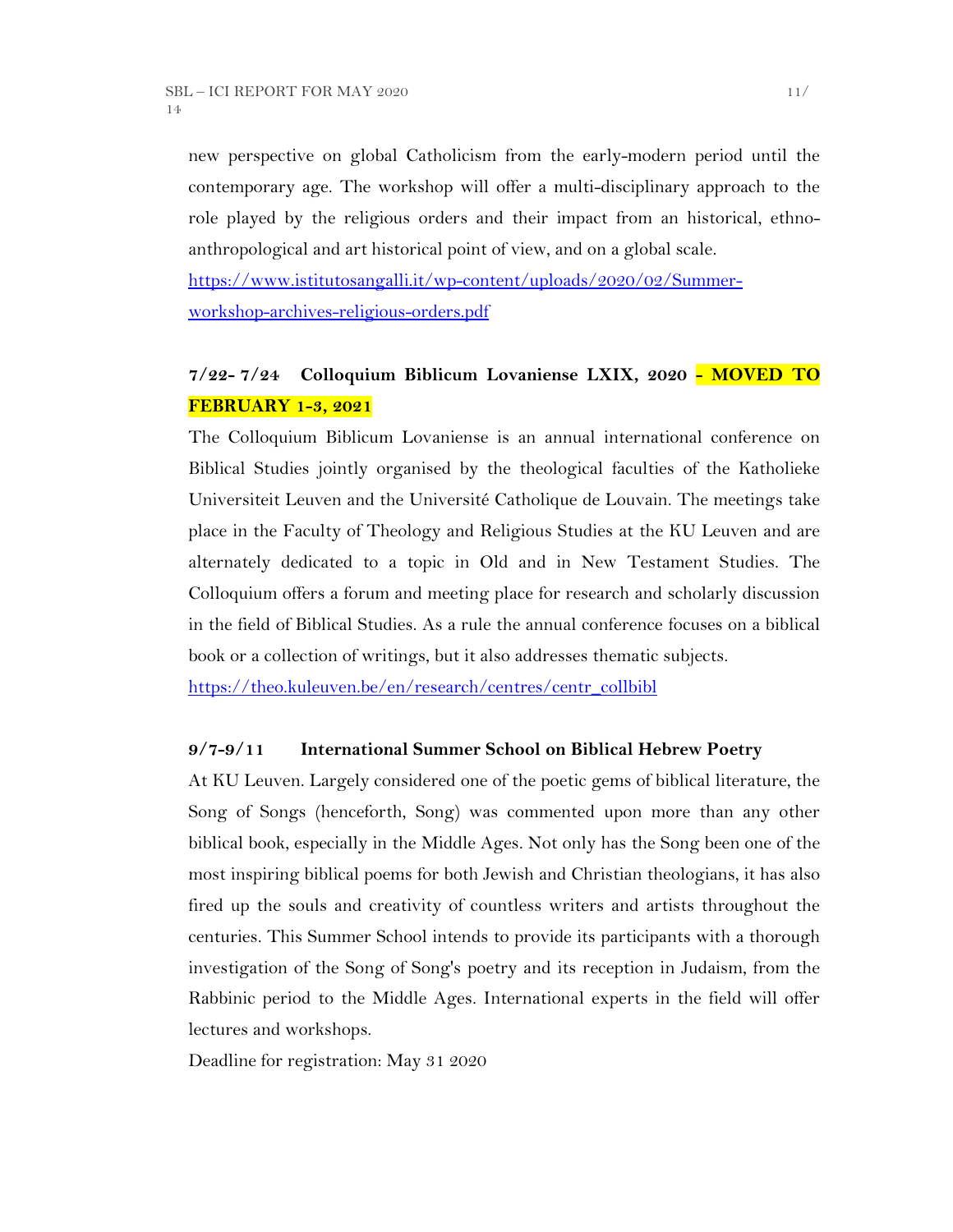new perspective on global Catholicism from the early-modern period until the contemporary age. The workshop will offer a multi-disciplinary approach to the role played by the religious orders and their impact from an historical, ethno-anthropological and art historical point of view, and on a global scale.

https://www.istitutosangalli.it/wp-content/uploads/2020/02/Summer-workshop-archives-religious-orders.pdf

### 7/22- 7/24 Colloquium Biblicum Lovaniense LXIX, 2020 - MOVED TO FEBRUARY 1-3, 2021

The Colloquium Biblicum Lovaniense is an annual international conference on Biblical Studies jointly organised by the theological faculties of the Katholieke Universiteit Leuven and the Université Catholique de Louvain. The meetings take place in the Faculty of Theology and Religious Studies at the KU Leuven and are alternately dedicated to a topic in Old and in New Testament Studies. The Colloquium offers a forum and meeting place for research and scholarly discussion in the field of Biblical Studies. As a rule the annual conference focuses on a biblical book or a collection of writings, but it also addresses thematic subjects.

https://theo.kuleuven.be/en/research/centres/centr_collbibl

### 9/7-9/11 International Summer School on Biblical Hebrew Poetry

At KU Leuven. Largely considered one of the poetic gems of biblical literature, the Song of Songs (henceforth, Song) was commented upon more than any other biblical book, especially in the Middle Ages. Not only has the Song been one of the most inspiring biblical poems for both Jewish and Christian theologians, it has also fired up the souls and creativity of countless writers and artists throughout the centuries. This Summer School intends to provide its participants with a thorough investigation of the Song of Song's poetry and its reception in Judaism, from the Rabbinic period to the Middle Ages. International experts in the field will offer lectures and workshops.

Deadline for registration: May 31 2020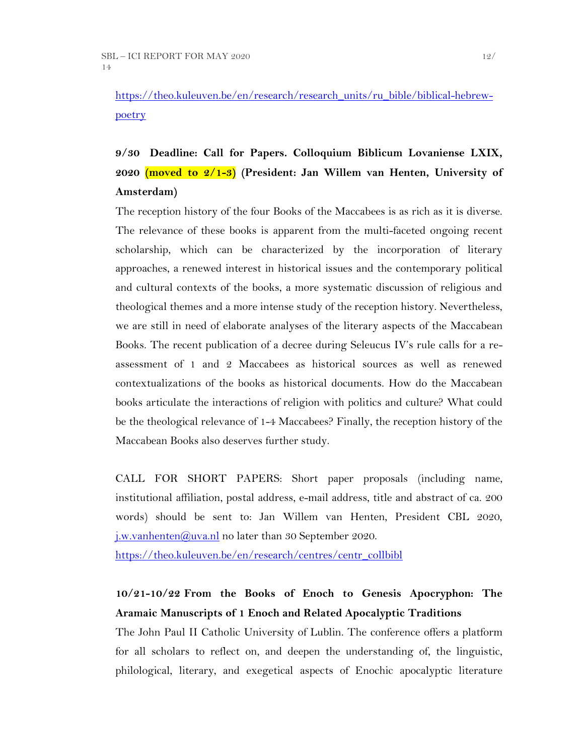https://theo.kuleuven.be/en/research/research_units/ru_bible/biblical-hebrew-poetry

**9/30 Deadline: Call for Papers. Colloquium Biblicum Lovaniense LXIX, 2020 (moved to 2/1-3) (President: Jan Willem van Henten, University of Amsterdam)**

The reception history of the four Books of the Maccabees is as rich as it is diverse. The relevance of these books is apparent from the multi-faceted ongoing recent scholarship, which can be characterized by the incorporation of literary approaches, a renewed interest in historical issues and the contemporary political and cultural contexts of the books, a more systematic discussion of religious and theological themes and a more intense study of the reception history. Nevertheless, we are still in need of elaborate analyses of the literary aspects of the Maccabean Books. The recent publication of a decree during Seleucus IV's rule calls for a re-assessment of 1 and 2 Maccabees as historical sources as well as renewed contextualizations of the books as historical documents. How do the Maccabean books articulate the interactions of religion with politics and culture? What could be the theological relevance of 1-4 Maccabees? Finally, the reception history of the Maccabean Books also deserves further study.

CALL FOR SHORT PAPERS: Short paper proposals (including name, institutional affiliation, postal address, e-mail address, title and abstract of ca. 200 words) should be sent to: Jan Willem van Henten, President CBL 2020, j.w.vanhenten@uva.nl no later than 30 September 2020.
https://theo.kuleuven.be/en/research/centres/centr_collbibl

**10/21-10/22 From the Books of Enoch to Genesis Apocryphon: The Aramaic Manuscripts of 1 Enoch and Related Apocalyptic Traditions**

The John Paul II Catholic University of Lublin. The conference offers a platform for all scholars to reflect on, and deepen the understanding of, the linguistic, philological, literary, and exegetical aspects of Enochic apocalyptic literature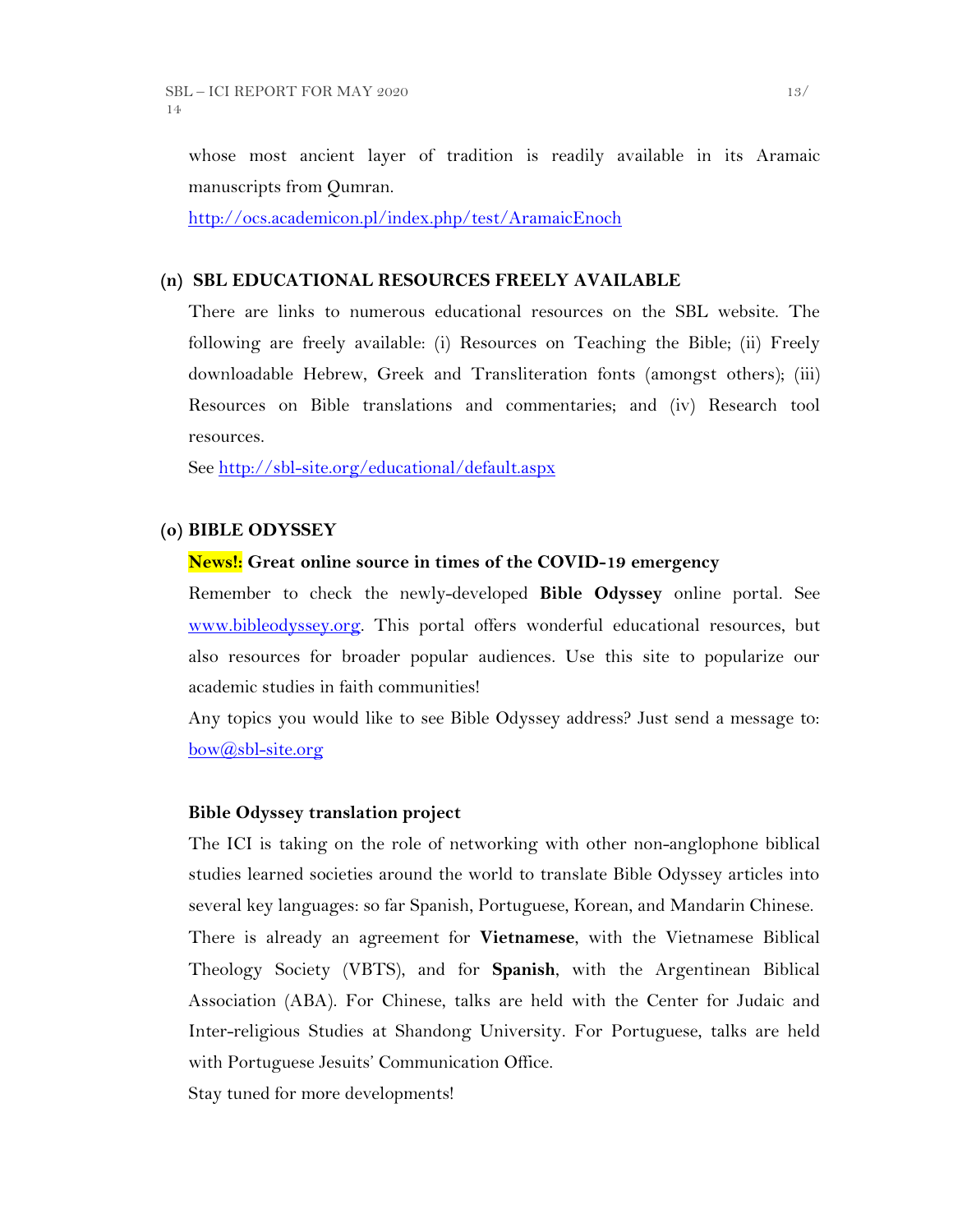whose most ancient layer of tradition is readily available in its Aramaic manuscripts from Qumran.

http://ocs.academicon.pl/index.php/test/AramaicEnoch

### (n) SBL EDUCATIONAL RESOURCES FREELY AVAILABLE

There are links to numerous educational resources on the SBL website. The following are freely available: (i) Resources on Teaching the Bible; (ii) Freely downloadable Hebrew, Greek and Transliteration fonts (amongst others); (iii) Resources on Bible translations and commentaries; and (iv) Research tool resources.

See http://sbl-site.org/educational/default.aspx

### (o) BIBLE ODYSSEY

**News!: Great online source in times of the COVID-19 emergency**

Remember to check the newly-developed **Bible Odyssey** online portal. See www.bibleodyssey.org. This portal offers wonderful educational resources, but also resources for broader popular audiences. Use this site to popularize our academic studies in faith communities!

Any topics you would like to see Bible Odyssey address? Just send a message to: bow@sbl-site.org

**Bible Odyssey translation project**

The ICI is taking on the role of networking with other non-anglophone biblical studies learned societies around the world to translate Bible Odyssey articles into several key languages: so far Spanish, Portuguese, Korean, and Mandarin Chinese.

There is already an agreement for **Vietnamese**, with the Vietnamese Biblical Theology Society (VBTS), and for **Spanish**, with the Argentinean Biblical Association (ABA). For Chinese, talks are held with the Center for Judaic and Inter-religious Studies at Shandong University. For Portuguese, talks are held with Portuguese Jesuits' Communication Office.

Stay tuned for more developments!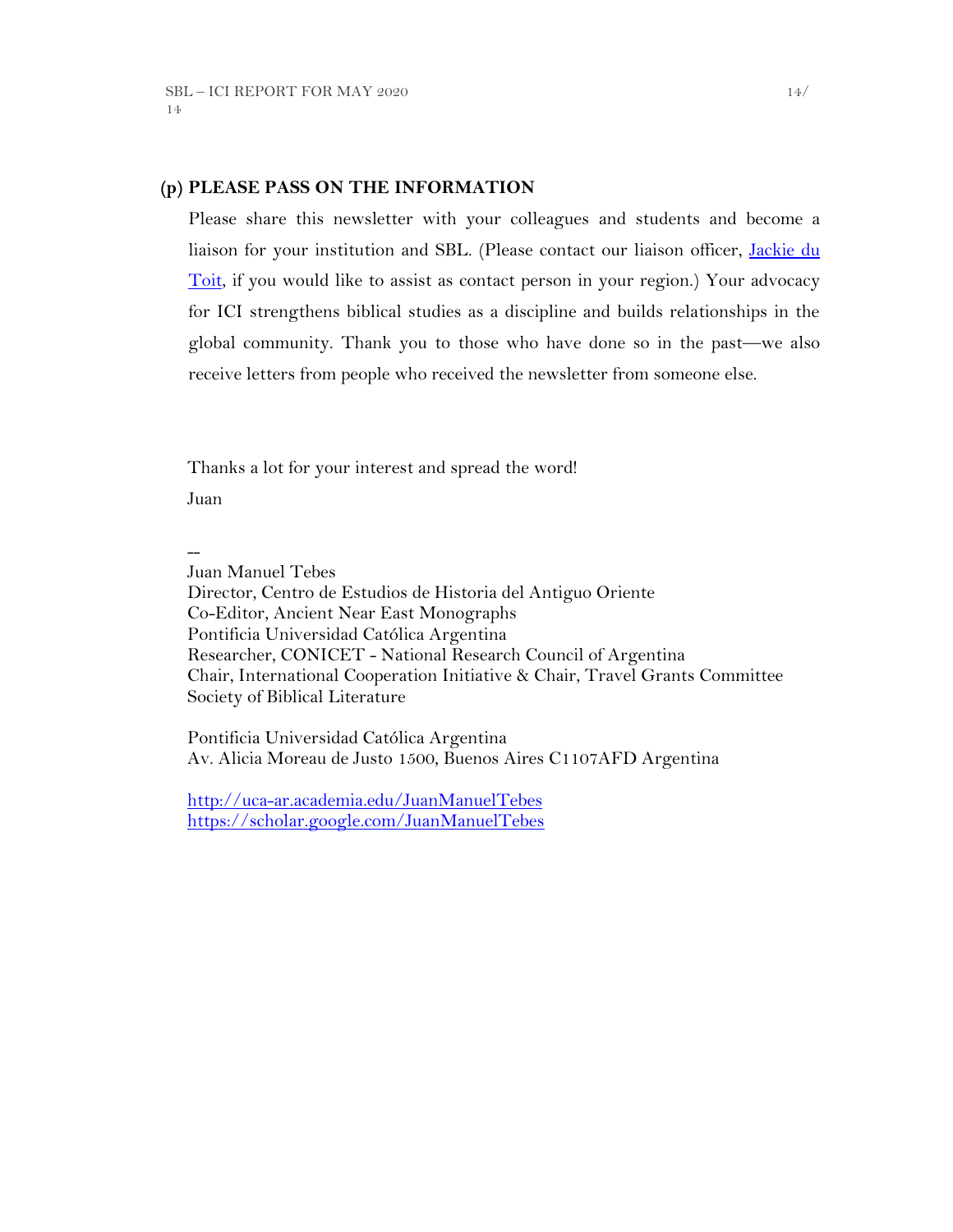## (p) PLEASE PASS ON THE INFORMATION

Please share this newsletter with your colleagues and students and become a liaison for your institution and SBL. (Please contact our liaison officer, Jackie du Toit, if you would like to assist as contact person in your region.) Your advocacy for ICI strengthens biblical studies as a discipline and builds relationships in the global community. Thank you to those who have done so in the past—we also receive letters from people who received the newsletter from someone else.

Thanks a lot for your interest and spread the word!

Juan

--

Juan Manuel Tebes
Director, Centro de Estudios de Historia del Antiguo Oriente
Co-Editor, Ancient Near East Monographs
Pontificia Universidad Católica Argentina
Researcher, CONICET - National Research Council of Argentina
Chair, International Cooperation Initiative & Chair, Travel Grants Committee
Society of Biblical Literature

Pontificia Universidad Católica Argentina
Av. Alicia Moreau de Justo 1500, Buenos Aires C1107AFD Argentina

http://uca-ar.academia.edu/JuanManuelTebes
https://scholar.google.com/JuanManuelTebes